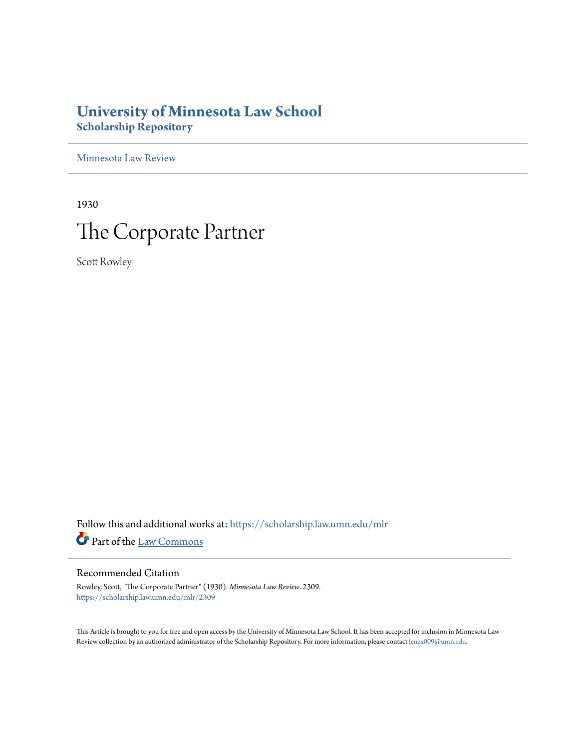# University of Minnesota Law School
## Scholarship Repository

Minnesota Law Review

1930

# The Corporate Partner

Scott Rowley

Follow this and additional works at: https://scholarship.law.umn.edu/mlr

Part of the Law Commons

## Recommended Citation

Rowley, Scott, "The Corporate Partner" (1930). *Minnesota Law Review*. 2309.
https://scholarship.law.umn.edu/mlr/2309

This Article is brought to you for free and open access by the University of Minnesota Law School. It has been accepted for inclusion in Minnesota Law Review collection by an authorized administrator of the Scholarship Repository. For more information, please contact lenzx009@umn.edu.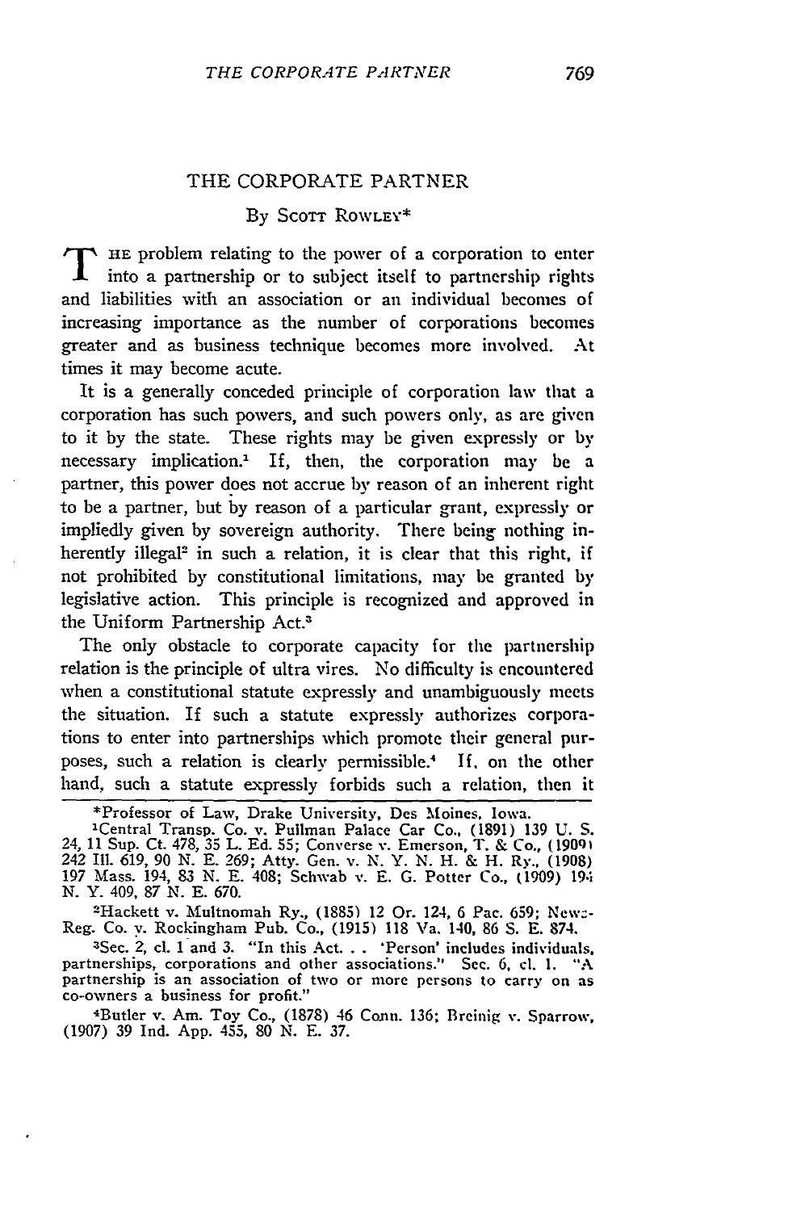# THE CORPORATE PARTNER

By Scott Rowley*

The problem relating to the power of a corporation to enter into a partnership or to subject itself to partnership rights and liabilities with an association or an individual becomes of increasing importance as the number of corporations becomes greater and as business technique becomes more involved. At times it may become acute.

It is a generally conceded principle of corporation law that a corporation has such powers, and such powers only, as are given to it by the state. These rights may be given expressly or by necessary implication.[1] If, then, the corporation may be a partner, this power does not accrue by reason of an inherent right to be a partner, but by reason of a particular grant, expressly or impliedly given by sovereign authority. There being nothing inherently illegal[2] in such a relation, it is clear that this right, if not prohibited by constitutional limitations, may be granted by legislative action. This principle is recognized and approved in the Uniform Partnership Act.[3]

The only obstacle to corporate capacity for the partnership relation is the principle of ultra vires. No difficulty is encountered when a constitutional statute expressly and unambiguously meets the situation. If such a statute expressly authorizes corporations to enter into partnerships which promote their general purposes, such a relation is clearly permissible.[4] If, on the other hand, such a statute expressly forbids such a relation, then it

---

*Professor of Law, Drake University, Des Moines, Iowa.

[1]Central Transp. Co. v. Pullman Palace Car Co., (1891) 139 U. S. 24, 11 Sup. Ct. 478, 35 L. Ed. 55; Converse v. Emerson, T. & Co., (1909) 242 Ill. 619, 90 N. E. 269; Atty. Gen. v. N. Y. N. H. & H. Ry., (1908) 197 Mass. 194, 83 N. E. 408; Schwab v. E. G. Potter Co., (1909) 194 N. Y. 409, 87 N. E. 670.

[2]Hackett v. Multnomah Ry., (1885) 12 Or. 124, 6 Pac. 659; News-Reg. Co. v. Rockingham Pub. Co., (1915) 118 Va. 140, 86 S. E. 874.

[3]Sec. 2, cl. 1 and 3. "In this Act. . . 'Person' includes individuals, partnerships, corporations and other associations." Sec. 6, cl. 1. "A partnership is an association of two or more persons to carry on as co-owners a business for profit."

[4]Butler v. Am. Toy Co., (1878) 46 Conn. 136; Breinig v. Sparrow, (1907) 39 Ind. App. 455, 80 N. E. 37.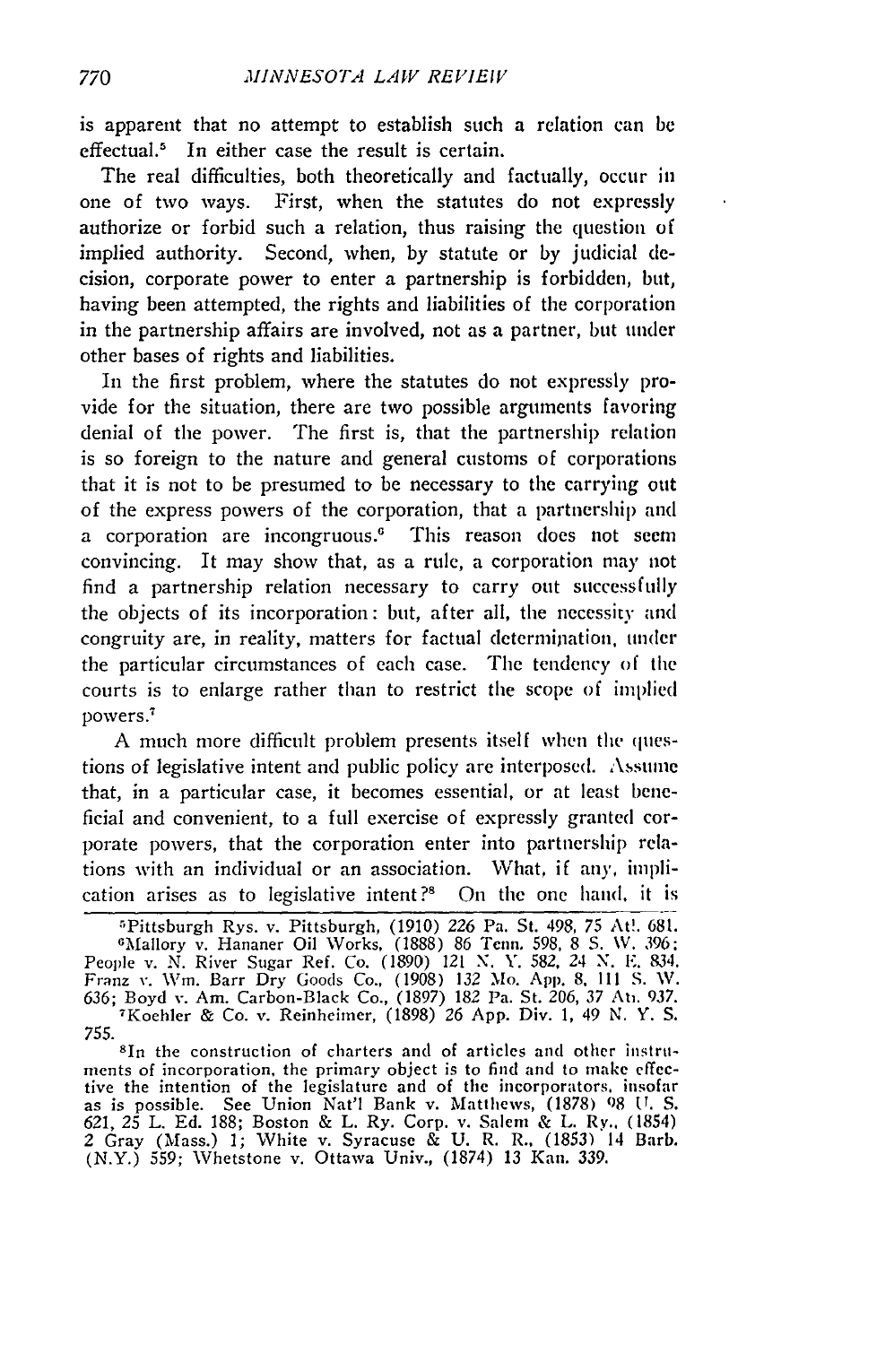is apparent that no attempt to establish such a relation can be effectual.[5] In either case the result is certain.

The real difficulties, both theoretically and factually, occur in one of two ways. First, when the statutes do not expressly authorize or forbid such a relation, thus raising the question of implied authority. Second, when, by statute or by judicial decision, corporate power to enter a partnership is forbidden, but, having been attempted, the rights and liabilities of the corporation in the partnership affairs are involved, not as a partner, but under other bases of rights and liabilities.

In the first problem, where the statutes do not expressly provide for the situation, there are two possible arguments favoring denial of the power. The first is, that the partnership relation is so foreign to the nature and general customs of corporations that it is not to be presumed to be necessary to the carrying out of the express powers of the corporation, that a partnership and a corporation are incongruous.[6] This reason does not seem convincing. It may show that, as a rule, a corporation may not find a partnership relation necessary to carry out successfully the objects of its incorporation: but, after all, the necessity and congruity are, in reality, matters for factual determination, under the particular circumstances of each case. The tendency of the courts is to enlarge rather than to restrict the scope of implied powers.[7]

A much more difficult problem presents itself when the questions of legislative intent and public policy are interposed. Assume that, in a particular case, it becomes essential, or at least beneficial and convenient, to a full exercise of expressly granted corporate powers, that the corporation enter into partnership relations with an individual or an association. What, if any, implication arises as to legislative intent?[8] On the one hand, it is

---

[5]Pittsburgh Rys. v. Pittsburgh, (1910) 226 Pa. St. 498, 75 Atl. 681.

[6]Mallory v. Hananer Oil Works, (1888) 86 Tenn. 598, 8 S. W. 396; People v. N. River Sugar Ref. Co. (1890) 121 N. Y. 582, 24 N. E. 834, Franz v. Wm. Barr Dry Goods Co., (1908) 132 Mo. App. 8, 111 S. W. 636; Boyd v. Am. Carbon-Black Co., (1897) 182 Pa. St. 206, 37 Atl. 937.

[7]Koehler & Co. v. Reinheimer, (1898) 26 App. Div. 1, 49 N. Y. S. 755.

[8]In the construction of charters and of articles and other instruments of incorporation, the primary object is to find and to make effective the intention of the legislature and of the incorporators, insofar as is possible. See Union Nat'l Bank v. Matthews, (1878) 98 U. S. 621, 25 L. Ed. 188; Boston & L. Ry. Corp. v. Salem & L. Ry., (1854) 2 Gray (Mass.) 1; White v. Syracuse & U. R. R., (1853) 14 Barb. (N.Y.) 559; Whetstone v. Ottawa Univ., (1874) 13 Kan. 339.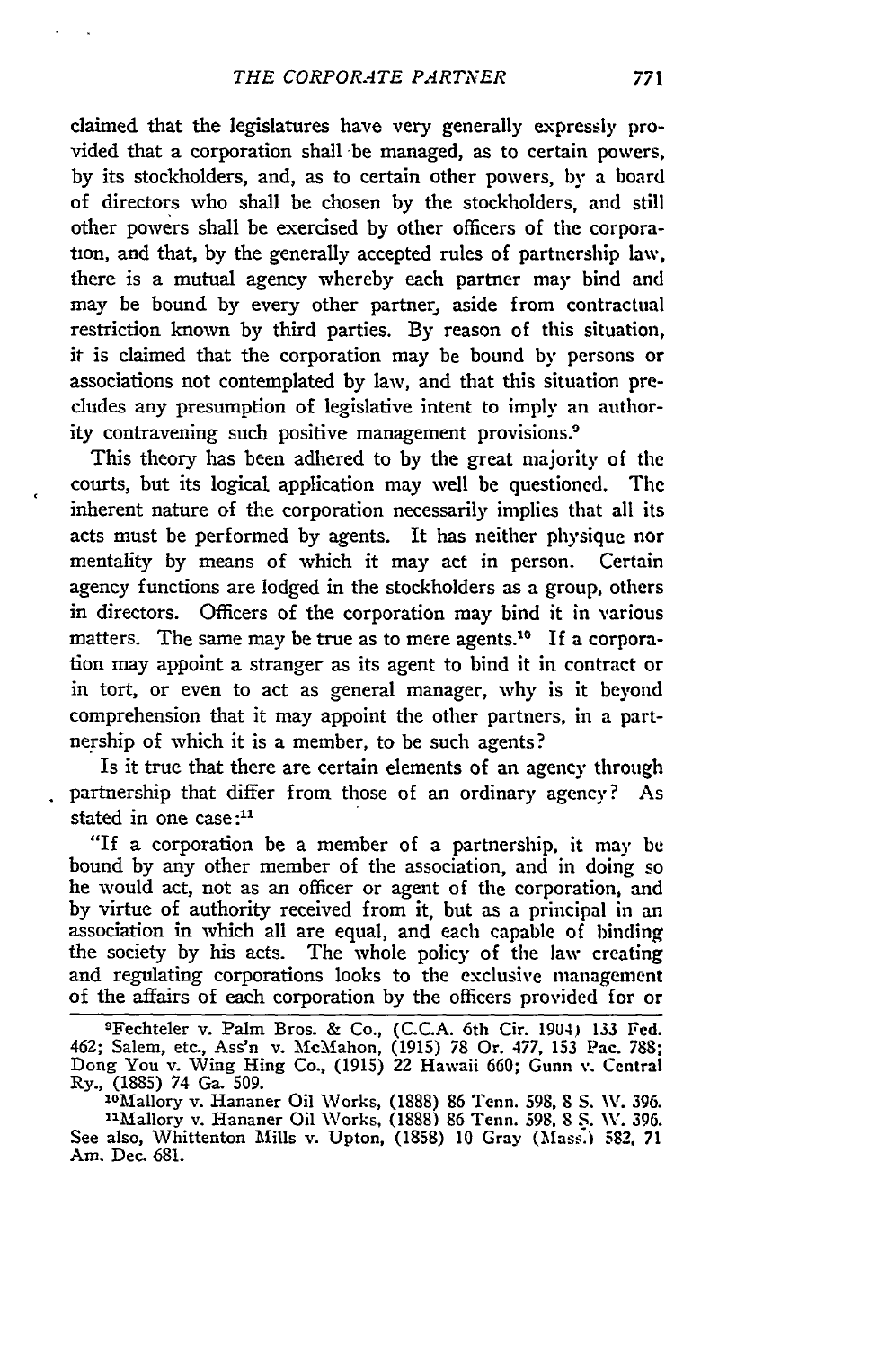claimed that the legislatures have very generally expressly provided that a corporation shall be managed, as to certain powers, by its stockholders, and, as to certain other powers, by a board of directors who shall be chosen by the stockholders, and still other powers shall be exercised by other officers of the corporation, and that, by the generally accepted rules of partnership law, there is a mutual agency whereby each partner may bind and may be bound by every other partner, aside from contractual restriction known by third parties. By reason of this situation, it is claimed that the corporation may be bound by persons or associations not contemplated by law, and that this situation precludes any presumption of legislative intent to imply an authority contravening such positive management provisions.[9]

This theory has been adhered to by the great majority of the courts, but its logical application may well be questioned. The inherent nature of the corporation necessarily implies that all its acts must be performed by agents. It has neither physique nor mentality by means of which it may act in person. Certain agency functions are lodged in the stockholders as a group, others in directors. Officers of the corporation may bind it in various matters. The same may be true as to mere agents.[10] If a corporation may appoint a stranger as its agent to bind it in contract or in tort, or even to act as general manager, why is it beyond comprehension that it may appoint the other partners, in a partnership of which it is a member, to be such agents?

Is it true that there are certain elements of an agency through partnership that differ from those of an ordinary agency? As stated in one case:[11]

"If a corporation be a member of a partnership, it may be bound by any other member of the association, and in doing so he would act, not as an officer or agent of the corporation, and by virtue of authority received from it, but as a principal in an association in which all are equal, and each capable of binding the society by his acts. The whole policy of the law creating and regulating corporations looks to the exclusive management of the affairs of each corporation by the officers provided for or

---

[9]Fechteler v. Palm Bros. & Co., (C.C.A. 6th Cir. 1904) 133 Fed. 462; Salem, etc., Ass'n v. McMahon, (1915) 78 Or. 477, 153 Pac. 788; Dong You v. Wing Hing Co., (1915) 22 Hawaii 660; Gunn v. Central Ry., (1885) 74 Ga. 509.

[10]Mallory v. Hananer Oil Works, (1888) 86 Tenn. 598, 8 S. W. 396.

[11]Mallory v. Hananer Oil Works, (1888) 86 Tenn. 598, 8 S. W. 396. See also, Whittenton Mills v. Upton, (1858) 10 Gray (Mass.) 582, 71 Am. Dec. 681.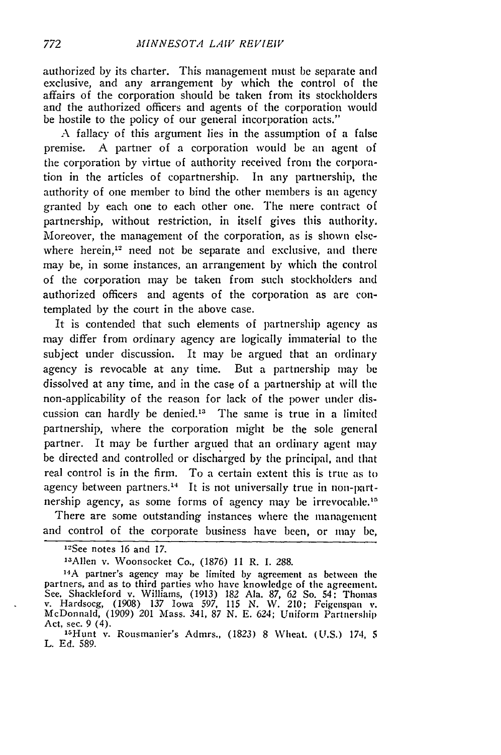authorized by its charter. This management must be separate and exclusive, and any arrangement by which the control of the affairs of the corporation should be taken from its stockholders and the authorized officers and agents of the corporation would be hostile to the policy of our general incorporation acts."

A fallacy of this argument lies in the assumption of a false premise. A partner of a corporation would be an agent of the corporation by virtue of authority received from the corporation in the articles of copartnership. In any partnership, the authority of one member to bind the other members is an agency granted by each one to each other one. The mere contract of partnership, without restriction, in itself gives this authority. Moreover, the management of the corporation, as is shown elsewhere herein,[12] need not be separate and exclusive, and there may be, in some instances, an arrangement by which the control of the corporation may be taken from such stockholders and authorized officers and agents of the corporation as are contemplated by the court in the above case.

It is contended that such elements of partnership agency as may differ from ordinary agency are logically immaterial to the subject under discussion. It may be argued that an ordinary agency is revocable at any time. But a partnership may be dissolved at any time, and in the case of a partnership at will the non-applicability of the reason for lack of the power under discussion can hardly be denied.[13] The same is true in a limited partnership, where the corporation might be the sole general partner. It may be further argued that an ordinary agent may be directed and controlled or discharged by the principal, and that real control is in the firm. To a certain extent this is true as to agency between partners.[14] It is not universally true in non-partnership agency, as some forms of agency may be irrevocable.[15]

There are some outstanding instances where the management and control of the corporate business have been, or may be,

---

[12] See notes 16 and 17.

[13] Allen v. Woonsocket Co., (1876) 11 R. I. 288.

[14] A partner's agency may be limited by agreement as between the partners, and as to third parties who have knowledge of the agreement. See, Shackleford v. Williams, (1913) 182 Ala. 87, 62 So. 54; Thomas v. Hardsocg, (1908) 137 Iowa 597, 115 N. W. 210; Feigenspan v. McDonnald, (1909) 201 Mass. 341, 87 N. E. 624; Uniform Partnership Act, sec. 9 (4).

[15] Hunt v. Rousmanier's Admrs., (1823) 8 Wheat. (U.S.) 174, 5 L. Ed. 589.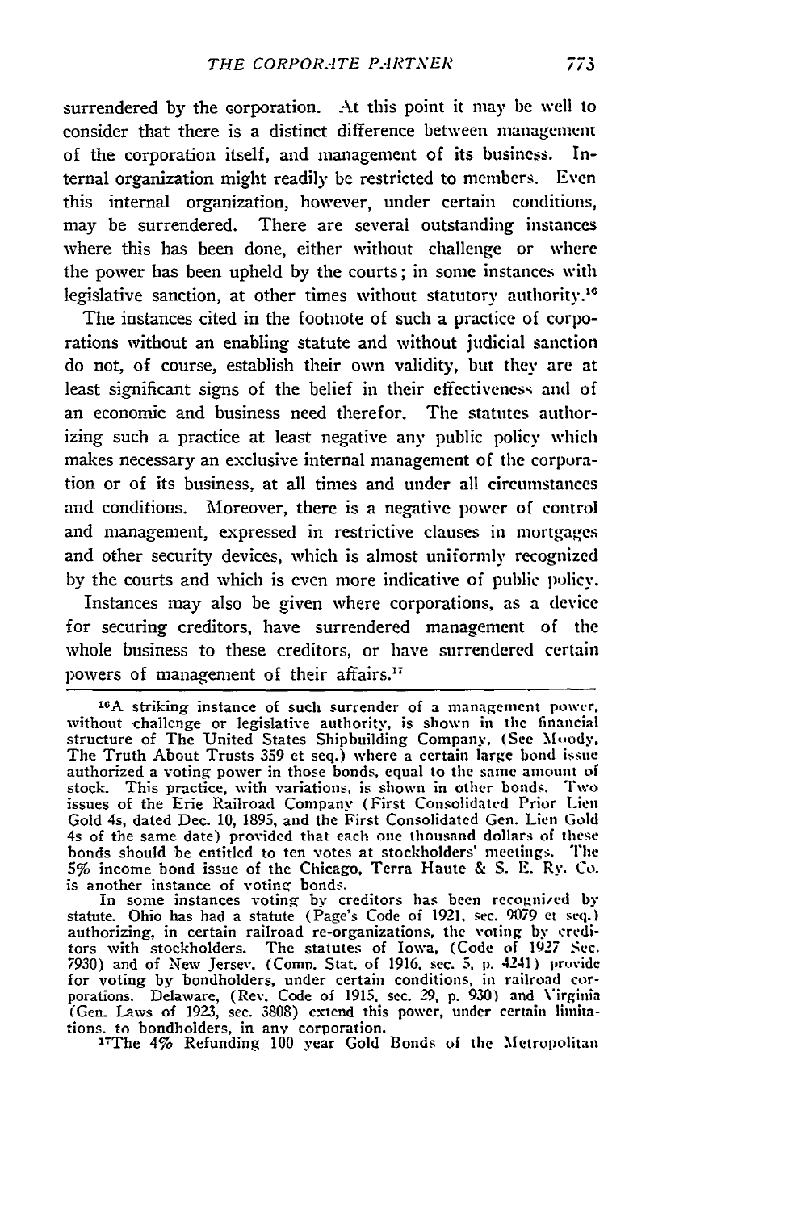surrendered by the corporation. At this point it may be well to consider that there is a distinct difference between management of the corporation itself, and management of its business. Internal organization might readily be restricted to members. Even this internal organization, however, under certain conditions, may be surrendered. There are several outstanding instances where this has been done, either without challenge or where the power has been upheld by the courts; in some instances with legislative sanction, at other times without statutory authority.[16]

The instances cited in the footnote of such a practice of corporations without an enabling statute and without judicial sanction do not, of course, establish their own validity, but they are at least significant signs of the belief in their effectiveness and of an economic and business need therefor. The statutes authorizing such a practice at least negative any public policy which makes necessary an exclusive internal management of the corporation or of its business, at all times and under all circumstances and conditions. Moreover, there is a negative power of control and management, expressed in restrictive clauses in mortgages and other security devices, which is almost uniformly recognized by the courts and which is even more indicative of public policy.

Instances may also be given where corporations, as a device for securing creditors, have surrendered management of the whole business to these creditors, or have surrendered certain powers of management of their affairs.[17]

---

[16]A striking instance of such surrender of a management power, without challenge or legislative authority, is shown in the financial structure of The United States Shipbuilding Company, (See Moody, The Truth About Trusts 359 et seq.) where a certain large bond issue authorized a voting power in those bonds, equal to the same amount of stock. This practice, with variations, is shown in other bonds. Two issues of the Erie Railroad Company (First Consolidated Prior Lien Gold 4s, dated Dec. 10, 1895, and the First Consolidated Gen. Lien Gold 4s of the same date) provided that each one thousand dollars of these bonds should be entitled to ten votes at stockholders' meetings. The 5% income bond issue of the Chicago, Terra Haute & S. E. Ry. Co. is another instance of voting bonds.

In some instances voting by creditors has been recognized by statute. Ohio has had a statute (Page's Code of 1921, sec. 9079 et seq.) authorizing, in certain railroad re-organizations, the voting by creditors with stockholders. The statutes of Iowa, (Code of 1927 Sec. 7930) and of New Jersey, (Comp. Stat. of 1916, sec. 5, p. 4241) provide for voting by bondholders, under certain conditions, in railroad corporations. Delaware, (Rev. Code of 1915, sec. 29, p. 930) and Virginia (Gen. Laws of 1923, sec. 3808) extend this power, under certain limitations, to bondholders, in any corporation.

[17]The 4% Refunding 100 year Gold Bonds of the Metropolitan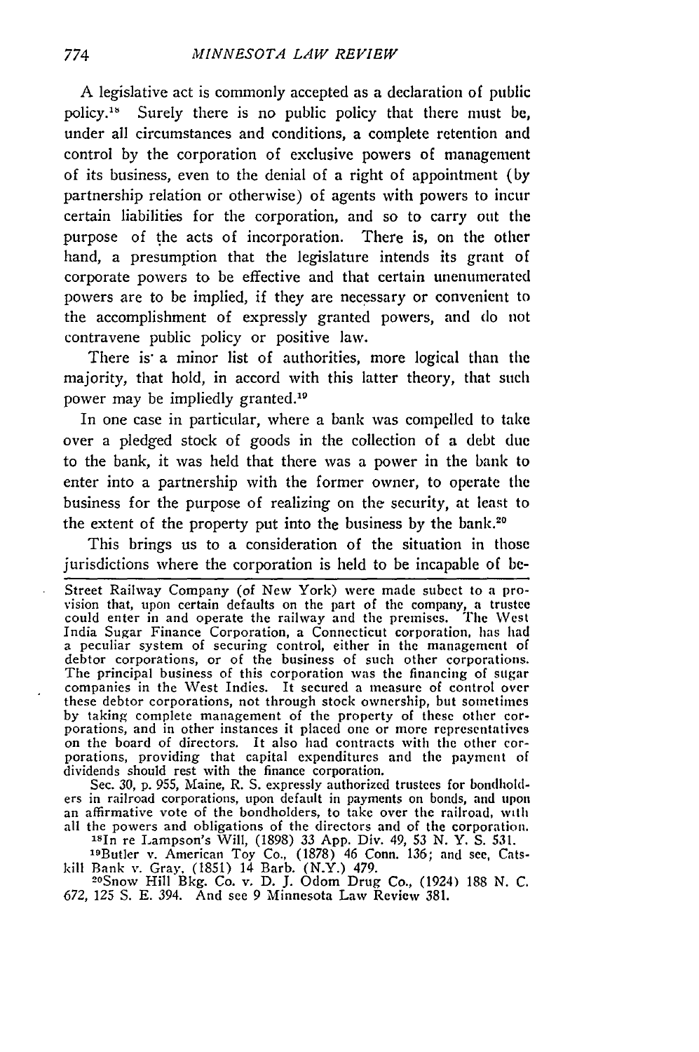A legislative act is commonly accepted as a declaration of public policy.[18] Surely there is no public policy that there must be, under all circumstances and conditions, a complete retention and control by the corporation of exclusive powers of management of its business, even to the denial of a right of appointment (by partnership relation or otherwise) of agents with powers to incur certain liabilities for the corporation, and so to carry out the purpose of the acts of incorporation. There is, on the other hand, a presumption that the legislature intends its grant of corporate powers to be effective and that certain unenumerated powers are to be implied, if they are necessary or convenient to the accomplishment of expressly granted powers, and do not contravene public policy or positive law.

There is a minor list of authorities, more logical than the majority, that hold, in accord with this latter theory, that such power may be impliedly granted.[19]

In one case in particular, where a bank was compelled to take over a pledged stock of goods in the collection of a debt due to the bank, it was held that there was a power in the bank to enter into a partnership with the former owner, to operate the business for the purpose of realizing on the security, at least to the extent of the property put into the business by the bank.[20]

This brings us to a consideration of the situation in those jurisdictions where the corporation is held to be incapable of be-

---

Street Railway Company (of New York) were made subect to a provision that, upon certain defaults on the part of the company, a trustee could enter in and operate the railway and the premises. The West India Sugar Finance Corporation, a Connecticut corporation, has had a peculiar system of securing control, either in the management of debtor corporations, or of the business of such other corporations. The principal business of this corporation was the financing of sugar companies in the West Indies. It secured a measure of control over these debtor corporations, not through stock ownership, but sometimes by taking complete management of the property of these other corporations, and in other instances it placed one or more representatives on the board of directors. It also had contracts with the other corporations, providing that capital expenditures and the payment of dividends should rest with the finance corporation.

Sec. 30, p. 955, Maine, R. S. expressly authorized trustees for bondholders in railroad corporations, upon default in payments on bonds, and upon an affirmative vote of the bondholders, to take over the railroad, with all the powers and obligations of the directors and of the corporation.

[18]In re Lampson's Will, (1898) 33 App. Div. 49, 53 N. Y. S. 531.

[19]Butler v. American Toy Co., (1878) 46 Conn. 136; and see, Catskill Bank v. Gray, (1851) 14 Barb. (N.Y.) 479.

[20]Snow Hill Bkg. Co. v. D. J. Odom Drug Co., (1924) 188 N. C. 672, 125 S. E. 394. And see 9 Minnesota Law Review 381.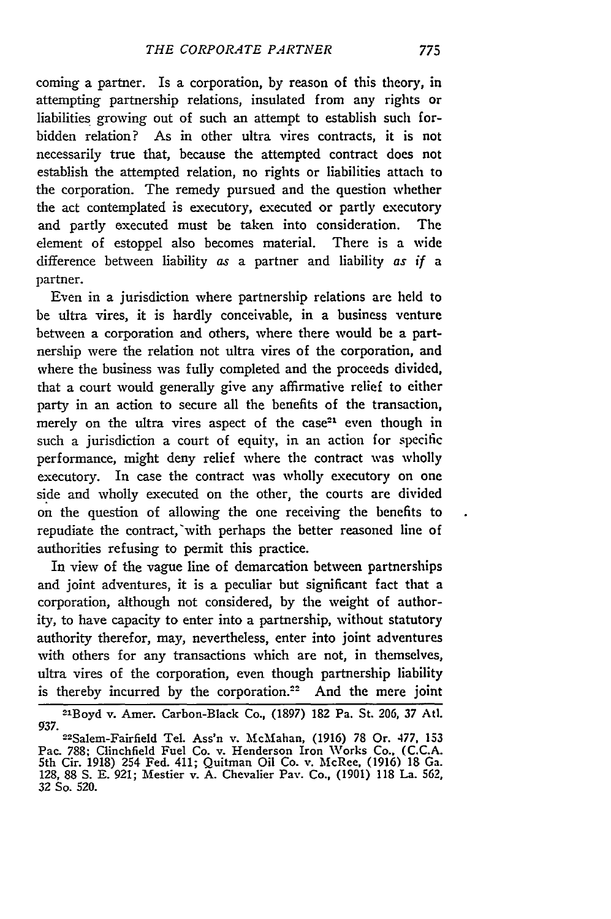coming a partner. Is a corporation, by reason of this theory, in attempting partnership relations, insulated from any rights or liabilities growing out of such an attempt to establish such forbidden relation? As in other ultra vires contracts, it is not necessarily true that, because the attempted contract does not establish the attempted relation, no rights or liabilities attach to the corporation. The remedy pursued and the question whether the act contemplated is executory, executed or partly executory and partly executed must be taken into consideration. The element of estoppel also becomes material. There is a wide difference between liability *as* a partner and liability *as if* a partner.

Even in a jurisdiction where partnership relations are held to be ultra vires, it is hardly conceivable, in a business venture between a corporation and others, where there would be a partnership were the relation not ultra vires of the corporation, and where the business was fully completed and the proceeds divided, that a court would generally give any affirmative relief to either party in an action to secure all the benefits of the transaction, merely on the ultra vires aspect of the case[21] even though in such a jurisdiction a court of equity, in an action for specific performance, might deny relief where the contract was wholly executory. In case the contract was wholly executory on one side and wholly executed on the other, the courts are divided on the question of allowing the one receiving the benefits to repudiate the contract, with perhaps the better reasoned line of authorities refusing to permit this practice.

In view of the vague line of demarcation between partnerships and joint adventures, it is a peculiar but significant fact that a corporation, although not considered, by the weight of authority, to have capacity to enter into a partnership, without statutory authority therefor, may, nevertheless, enter into joint adventures with others for any transactions which are not, in themselves, ultra vires of the corporation, even though partnership liability is thereby incurred by the corporation.[22] And the mere joint

---

[21]Boyd v. Amer. Carbon-Black Co., (1897) 182 Pa. St. 206, 37 Atl. 937.

[22]Salem-Fairfield Tel. Ass'n v. McMahan, (1916) 78 Or. 477, 153 Pac. 788; Clinchfield Fuel Co. v. Henderson Iron Works Co., (C.C.A. 5th Cir. 1918) 254 Fed. 411; Quitman Oil Co. v. McRee, (1916) 18 Ga. 128, 88 S. E. 921; Mestier v. A. Chevalier Pav. Co., (1901) 118 La. 562, 32 So. 520.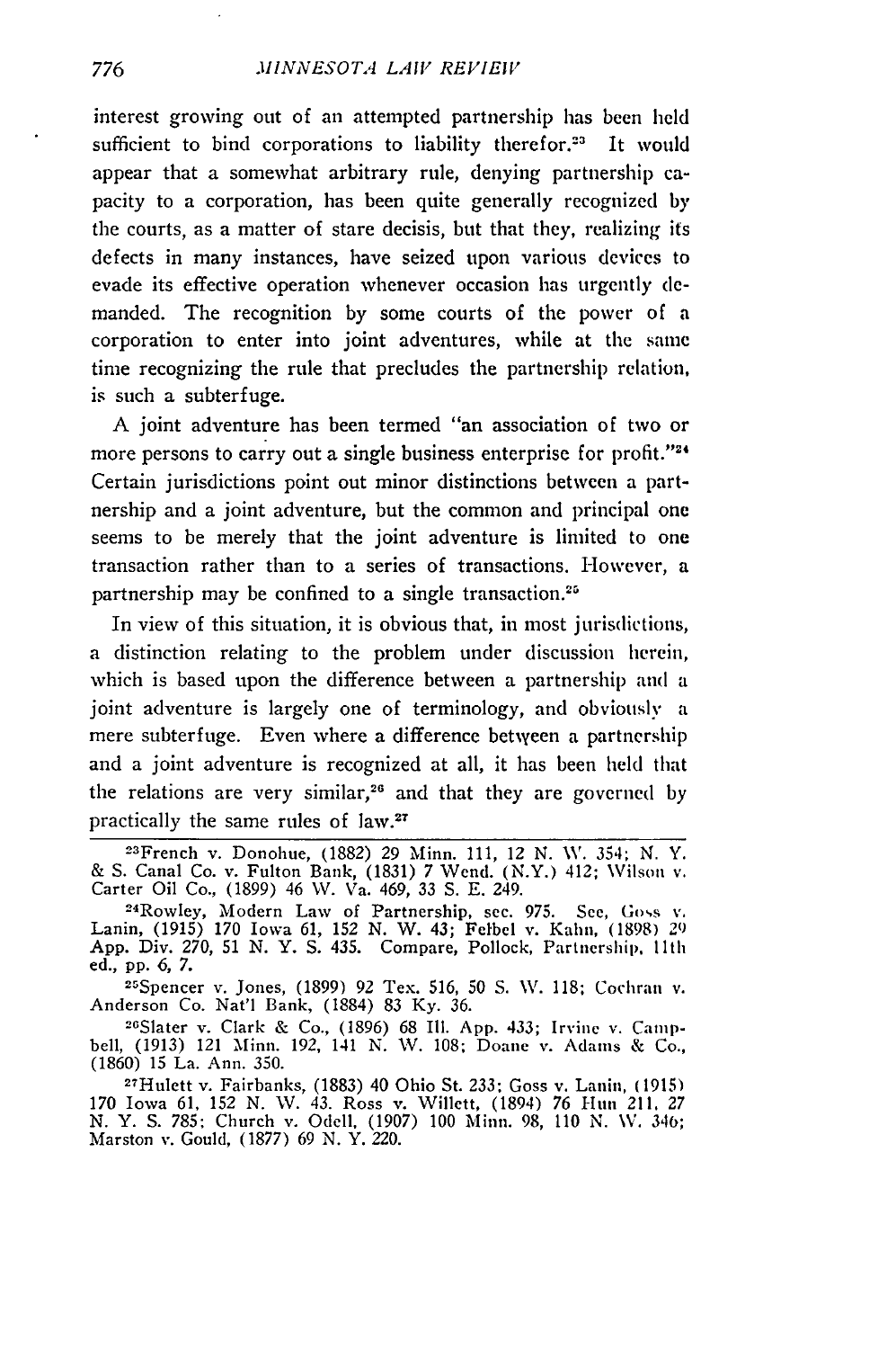interest growing out of an attempted partnership has been held sufficient to bind corporations to liability therefor.[23] It would appear that a somewhat arbitrary rule, denying partnership capacity to a corporation, has been quite generally recognized by the courts, as a matter of stare decisis, but that they, realizing its defects in many instances, have seized upon various devices to evade its effective operation whenever occasion has urgently demanded. The recognition by some courts of the power of a corporation to enter into joint adventures, while at the same time recognizing the rule that precludes the partnership relation, is such a subterfuge.

A joint adventure has been termed "an association of two or more persons to carry out a single business enterprise for profit."[24] Certain jurisdictions point out minor distinctions between a partnership and a joint adventure, but the common and principal one seems to be merely that the joint adventure is limited to one transaction rather than to a series of transactions. However, a partnership may be confined to a single transaction.[25]

In view of this situation, it is obvious that, in most jurisdictions, a distinction relating to the problem under discussion herein, which is based upon the difference between a partnership and a joint adventure is largely one of terminology, and obviously a mere subterfuge. Even where a difference between a partnership and a joint adventure is recognized at all, it has been held that the relations are very similar,[26] and that they are governed by practically the same rules of law.[27]

---

[23]French v. Donohue, (1882) 29 Minn. 111, 12 N. W. 354; N. Y. & S. Canal Co. v. Fulton Bank, (1831) 7 Wend. (N.Y.) 412; Wilson v. Carter Oil Co., (1899) 46 W. Va. 469, 33 S. E. 249.

[24]Rowley, Modern Law of Partnership, sec. 975. See, Goss v. Lanin, (1915) 170 Iowa 61, 152 N. W. 43; Felbel v. Kahn, (1898) 29 App. Div. 270, 51 N. Y. S. 435. Compare, Pollock, Partnership, 11th ed., pp. 6, 7.

[25]Spencer v. Jones, (1899) 92 Tex. 516, 50 S. W. 118; Cochran v. Anderson Co. Nat'l Bank, (1884) 83 Ky. 36.

[26]Slater v. Clark & Co., (1896) 68 Ill. App. 433; Irvine v. Campbell, (1913) 121 Minn. 192, 141 N. W. 108; Doane v. Adams & Co., (1860) 15 La. Ann. 350.

[27]Hulett v. Fairbanks, (1883) 40 Ohio St. 233; Goss v. Lanin, (1915) 170 Iowa 61, 152 N. W. 43. Ross v. Willett, (1894) 76 Hun 211, 27 N. Y. S. 785; Church v. Odell, (1907) 100 Minn. 98, 110 N. W. 346; Marston v. Gould, (1877) 69 N. Y. 220.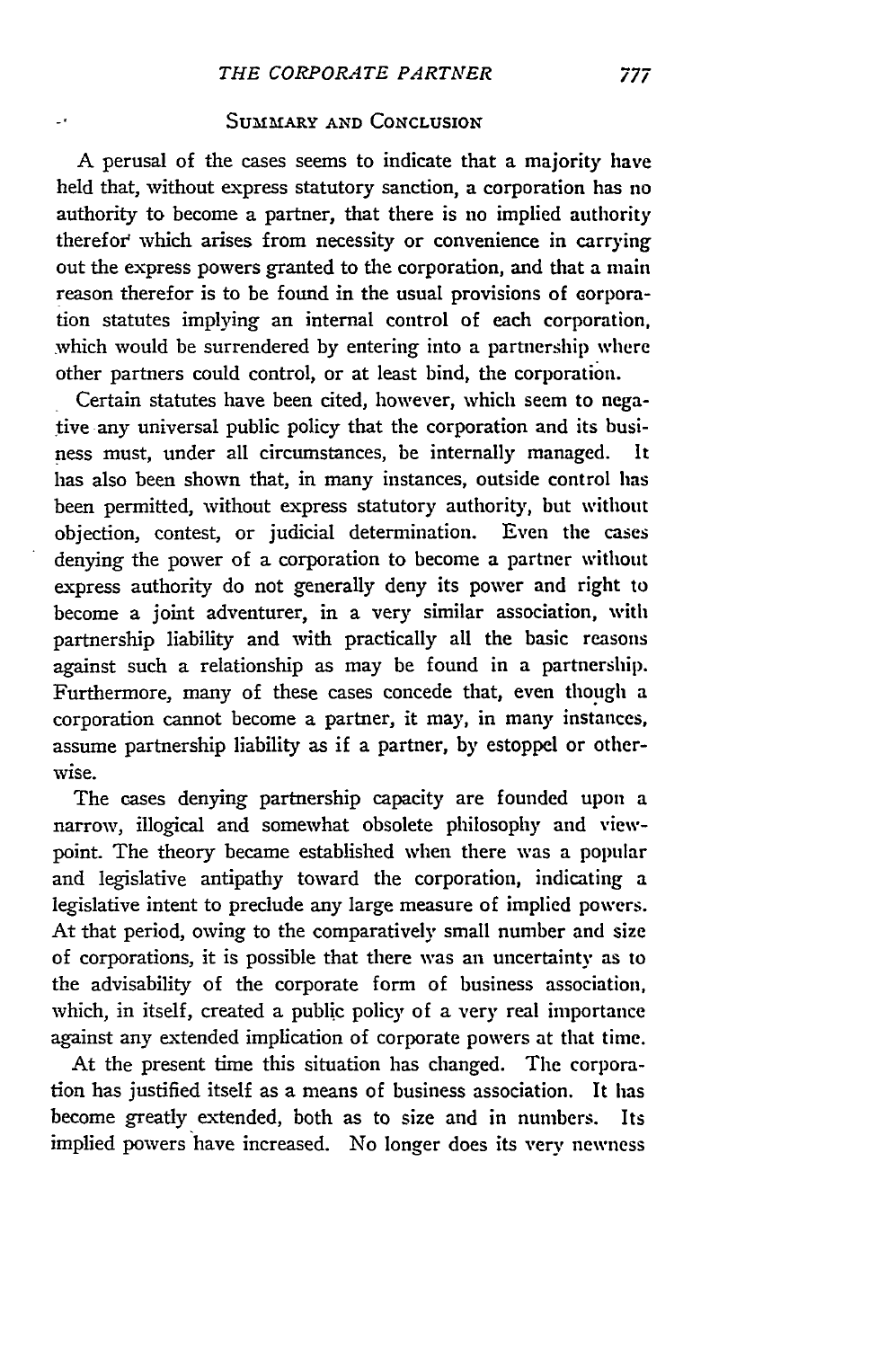## Summary and Conclusion

A perusal of the cases seems to indicate that a majority have held that, without express statutory sanction, a corporation has no authority to become a partner, that there is no implied authority therefor which arises from necessity or convenience in carrying out the express powers granted to the corporation, and that a main reason therefor is to be found in the usual provisions of corporation statutes implying an internal control of each corporation, which would be surrendered by entering into a partnership where other partners could control, or at least bind, the corporation.

Certain statutes have been cited, however, which seem to negative any universal public policy that the corporation and its business must, under all circumstances, be internally managed. It has also been shown that, in many instances, outside control has been permitted, without express statutory authority, but without objection, contest, or judicial determination. Even the cases denying the power of a corporation to become a partner without express authority do not generally deny its power and right to become a joint adventurer, in a very similar association, with partnership liability and with practically all the basic reasons against such a relationship as may be found in a partnership. Furthermore, many of these cases concede that, even though a corporation cannot become a partner, it may, in many instances, assume partnership liability as if a partner, by estoppel or otherwise.

The cases denying partnership capacity are founded upon a narrow, illogical and somewhat obsolete philosophy and viewpoint. The theory became established when there was a popular and legislative antipathy toward the corporation, indicating a legislative intent to preclude any large measure of implied powers. At that period, owing to the comparatively small number and size of corporations, it is possible that there was an uncertainty as to the advisability of the corporate form of business association, which, in itself, created a public policy of a very real importance against any extended implication of corporate powers at that time.

At the present time this situation has changed. The corporation has justified itself as a means of business association. It has become greatly extended, both as to size and in numbers. Its implied powers have increased. No longer does its very newness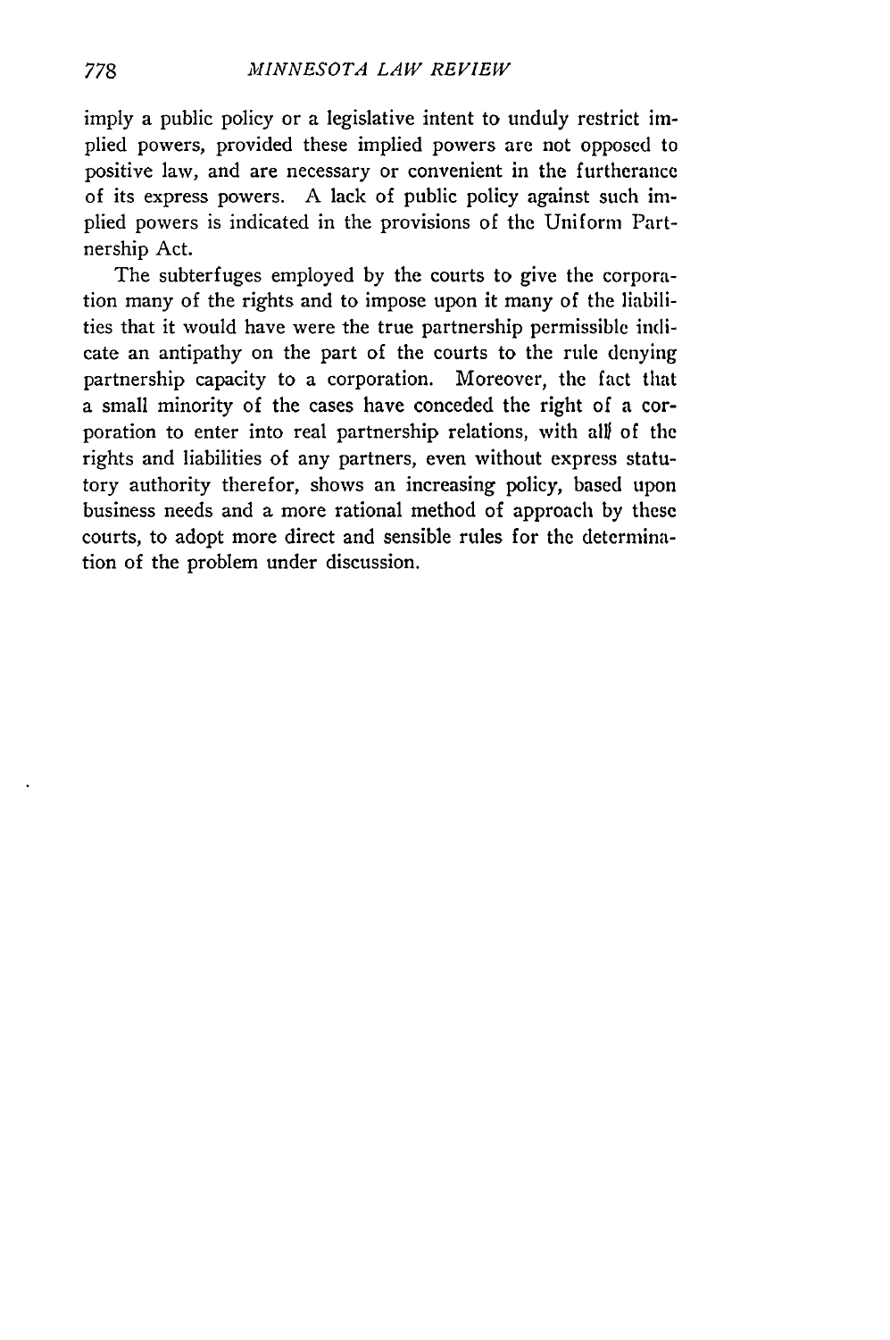imply a public policy or a legislative intent to unduly restrict implied powers, provided these implied powers are not opposed to positive law, and are necessary or convenient in the furtherance of its express powers. A lack of public policy against such implied powers is indicated in the provisions of the Uniform Partnership Act.

The subterfuges employed by the courts to give the corporation many of the rights and to impose upon it many of the liabilities that it would have were the true partnership permissible indicate an antipathy on the part of the courts to the rule denying partnership capacity to a corporation. Moreover, the fact that a small minority of the cases have conceded the right of a corporation to enter into real partnership relations, with all of the rights and liabilities of any partners, even without express statutory authority therefor, shows an increasing policy, based upon business needs and a more rational method of approach by these courts, to adopt more direct and sensible rules for the determination of the problem under discussion.